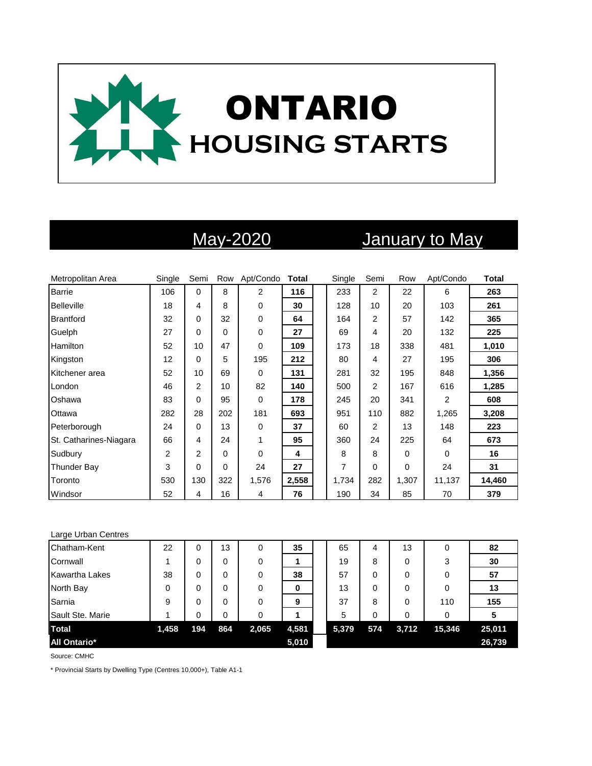# ONTARIO
## HOUSING STARTS

| Metropolitan Area | May-2020 Single | Semi | Row | Apt/Condo | Total | January to May Single | Semi | Row | Apt/Condo | Total |
|---|---|---|---|---|---|---|---|---|---|---|
| Barrie | 106 | 0 | 8 | 2 | **116** | 233 | 2 | 22 | 6 | **263** |
| Belleville | 18 | 4 | 8 | 0 | **30** | 128 | 10 | 20 | 103 | **261** |
| Brantford | 32 | 0 | 32 | 0 | **64** | 164 | 2 | 57 | 142 | **365** |
| Guelph | 27 | 0 | 0 | 0 | **27** | 69 | 4 | 20 | 132 | **225** |
| Hamilton | 52 | 10 | 47 | 0 | **109** | 173 | 18 | 338 | 481 | **1,010** |
| Kingston | 12 | 0 | 5 | 195 | **212** | 80 | 4 | 27 | 195 | **306** |
| Kitchener area | 52 | 10 | 69 | 0 | **131** | 281 | 32 | 195 | 848 | **1,356** |
| London | 46 | 2 | 10 | 82 | **140** | 500 | 2 | 167 | 616 | **1,285** |
| Oshawa | 83 | 0 | 95 | 0 | **178** | 245 | 20 | 341 | 2 | **608** |
| Ottawa | 282 | 28 | 202 | 181 | **693** | 951 | 110 | 882 | 1,265 | **3,208** |
| Peterborough | 24 | 0 | 13 | 0 | **37** | 60 | 2 | 13 | 148 | **223** |
| St. Catharines-Niagara | 66 | 4 | 24 | 1 | **95** | 360 | 24 | 225 | 64 | **673** |
| Sudbury | 2 | 2 | 0 | 0 | **4** | 8 | 8 | 0 | 0 | **16** |
| Thunder Bay | 3 | 0 | 0 | 24 | **27** | 7 | 0 | 0 | 24 | **31** |
| Toronto | 530 | 130 | 322 | 1,576 | **2,558** | 1,734 | 282 | 1,307 | 11,137 | **14,460** |
| Windsor | 52 | 4 | 16 | 4 | **76** | 190 | 34 | 85 | 70 | **379** |
| **Large Urban Centres** | | | | | | | | | | |
| Chatham-Kent | 22 | 0 | 13 | 0 | **35** | 65 | 4 | 13 | 0 | **82** |
| Cornwall | 1 | 0 | 0 | 0 | **1** | 19 | 8 | 0 | 3 | **30** |
| Kawartha Lakes | 38 | 0 | 0 | 0 | **38** | 57 | 0 | 0 | 0 | **57** |
| North Bay | 0 | 0 | 0 | 0 | **0** | 13 | 0 | 0 | 0 | **13** |
| Sarnia | 9 | 0 | 0 | 0 | **9** | 37 | 8 | 0 | 110 | **155** |
| Sault Ste. Marie | 1 | 0 | 0 | 0 | **1** | 5 | 0 | 0 | 0 | **5** |
| **Total** | **1,458** | **194** | **864** | **2,065** | **4,581** | **5,379** | **574** | **3,712** | **15,346** | **25,011** |
| **All Ontario*** | | | | | **5,010** | | | | | **26,739** |

Source: CMHC

* Provincial Starts by Dwelling Type (Centres 10,000+), Table A1-1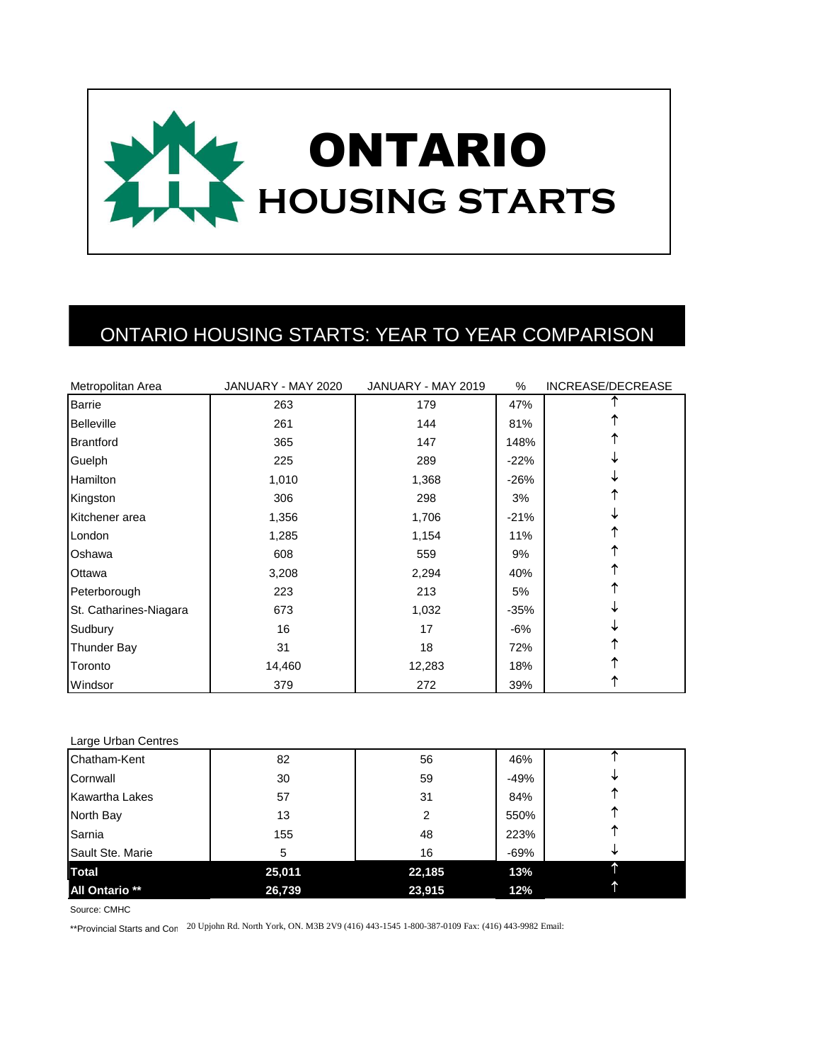# ONTARIO HOUSING STARTS

## ONTARIO HOUSING STARTS: YEAR TO YEAR COMPARISON

| Metropolitan Area | JANUARY - MAY 2020 | JANUARY - MAY 2019 | % | INCREASE/DECREASE |
|---|---|---|---|---|
| Barrie | 263 | 179 | 47% | ↑ |
| Belleville | 261 | 144 | 81% | ↑ |
| Brantford | 365 | 147 | 148% | ↑ |
| Guelph | 225 | 289 | -22% | ↓ |
| Hamilton | 1,010 | 1,368 | -26% | ↓ |
| Kingston | 306 | 298 | 3% | ↑ |
| Kitchener area | 1,356 | 1,706 | -21% | ↓ |
| London | 1,285 | 1,154 | 11% | ↑ |
| Oshawa | 608 | 559 | 9% | ↑ |
| Ottawa | 3,208 | 2,294 | 40% | ↑ |
| Peterborough | 223 | 213 | 5% | ↑ |
| St. Catharines-Niagara | 673 | 1,032 | -35% | ↓ |
| Sudbury | 16 | 17 | -6% | ↓ |
| Thunder Bay | 31 | 18 | 72% | ↑ |
| Toronto | 14,460 | 12,283 | 18% | ↑ |
| Windsor | 379 | 272 | 39% | ↑ |
| **Large Urban Centres** | | | | |
| Chatham-Kent | 82 | 56 | 46% | ↑ |
| Cornwall | 30 | 59 | -49% | ↓ |
| Kawartha Lakes | 57 | 31 | 84% | ↑ |
| North Bay | 13 | 2 | 550% | ↑ |
| Sarnia | 155 | 48 | 223% | ↑ |
| Sault Ste. Marie | 5 | 16 | -69% | ↓ |
| **Total** | **25,011** | **22,185** | **13%** | ↑ |
| **All Ontario \*\*** | **26,739** | **23,915** | **12%** | ↑ |

Source: CMHC

**Provincial Starts and Con 20 Upjohn Rd. North York, ON. M3B 2V9 (416) 443-1545 1-800-387-0109 Fax: (416) 443-9982 Email: